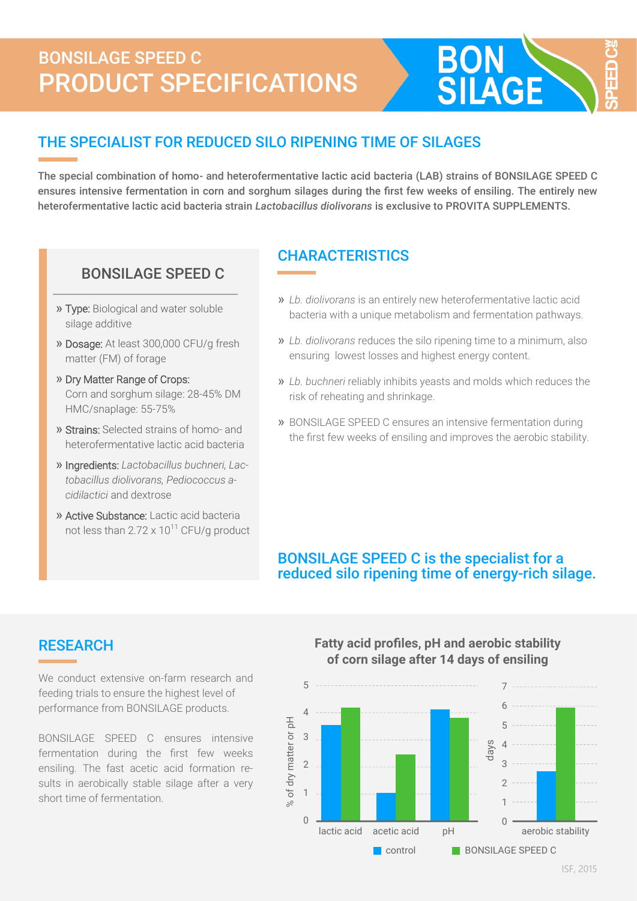# BONSILAGE SPEED C
# PRODUCT SPECIFICATIONS

## THE SPECIALIST FOR REDUCED SILO RIPENING TIME OF SILAGES

**The special combination of homo- and heterofermentative lactic acid bacteria (LAB) strains of BONSILAGE SPEED C ensures intensive fermentation in corn and sorghum silages during the first few weeks of ensiling. The entirely new heterofermentative lactic acid bacteria strain *Lactobacillus diolivorans* is exclusive to PROVITA SUPPLEMENTS.**

### BONSILAGE SPEED C

- Type: Biological and water soluble silage additive
- Dosage: At least 300,000 CFU/g fresh matter (FM) of forage
- Dry Matter Range of Crops: Corn and sorghum silage: 28-45% DM HMC/snaplage: 55-75%
- Strains: Selected strains of homo- and heterofermentative lactic acid bacteria
- Ingredients: *Lactobacillus buchneri, Lactobacillus diolivorans, Pediococcus acidilactici* and dextrose
- Active Substance: Lactic acid bacteria not less than 2.72 x $10^{11}$ CFU/g product

## CHARACTERISTICS

- *Lb. diolivorans* is an entirely new heterofermentative lactic acid bacteria with a unique metabolism and fermentation pathways.
- *Lb. diolivorans* reduces the silo ripening time to a minimum, also ensuring lowest losses and highest energy content.
- *Lb. buchneri* reliably inhibits yeasts and molds which reduces the risk of reheating and shrinkage.
- BONSILAGE SPEED C ensures an intensive fermentation during the first few weeks of ensiling and improves the aerobic stability.

**BONSILAGE SPEED C is the specialist for a reduced silo ripening time of energy-rich silage.**

## RESEARCH

We conduct extensive on-farm research and feeding trials to ensure the highest level of performance from BONSILAGE products.

BONSILAGE SPEED C ensures intensive fermentation during the first few weeks ensiling. The fast acetic acid formation results in aerobically stable silage after a very short time of fermentation.

**Fatty acid profiles, pH and aerobic stability of corn silage after 14 days of ensiling**

| | control | BONSILAGE SPEED C |
|---|---|---|
| lactic acid (% of dry matter) | ~3.5 | ~4.2 |
| acetic acid (% of dry matter) | ~1.0 | ~2.4 |
| pH | ~4.1 | ~3.8 |
| aerobic stability (days) | ~2.6 | ~5.9 |

ISF, 2015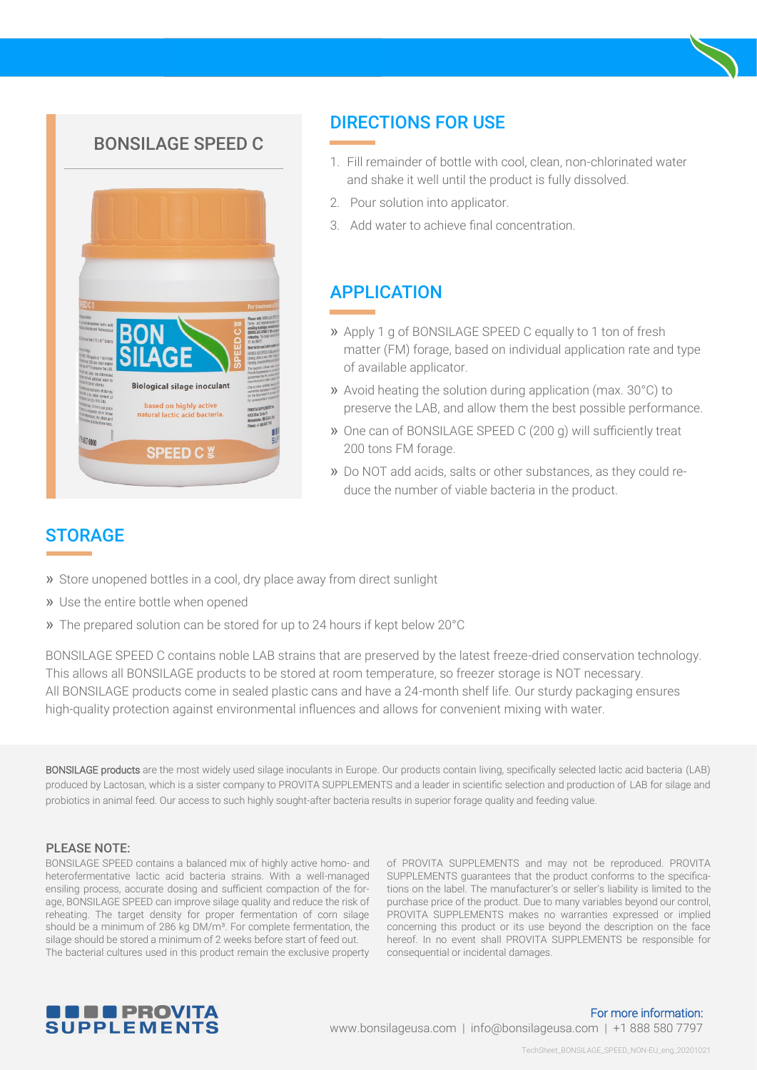## BONSILAGE SPEED C

## DIRECTIONS FOR USE

1. Fill remainder of bottle with cool, clean, non-chlorinated water and shake it well until the product is fully dissolved.
2. Pour solution into applicator.
3. Add water to achieve final concentration.

## APPLICATION

» Apply 1 g of BONSILAGE SPEED C equally to 1 ton of fresh matter (FM) forage, based on individual application rate and type of available applicator.

» Avoid heating the solution during application (max. 30°C) to preserve the LAB, and allow them the best possible performance.

» One can of BONSILAGE SPEED C (200 g) will sufficiently treat 200 tons FM forage.

» Do NOT add acids, salts or other substances, as they could reduce the number of viable bacteria in the product.

## STORAGE

» Store unopened bottles in a cool, dry place away from direct sunlight

» Use the entire bottle when opened

» The prepared solution can be stored for up to 24 hours if kept below 20°C

BONSILAGE SPEED C contains noble LAB strains that are preserved by the latest freeze-dried conservation technology. This allows all BONSILAGE products to be stored at room temperature, so freezer storage is NOT necessary. All BONSILAGE products come in sealed plastic cans and have a 24-month shelf life. Our sturdy packaging ensures high-quality protection against environmental influences and allows for convenient mixing with water.

**BONSILAGE products** are the most widely used silage inoculants in Europe. Our products contain living, specifically selected lactic acid bacteria (LAB) produced by Lactosan, which is a sister company to PROVITA SUPPLEMENTS and a leader in scientific selection and production of LAB for silage and probiotics in animal feed. Our access to such highly sought-after bacteria results in superior forage quality and feeding value.

### PLEASE NOTE:

BONSILAGE SPEED C contains a balanced mix of highly active homo- and heterofermentative lactic acid bacteria strains. With a well-managed ensiling process, accurate dosing and sufficient compaction of the forage, BONSILAGE SPEED can improve silage quality and reduce the risk of reheating. The target density for proper fermentation of corn silage should be a minimum of 286 kg DM/m³. For complete fermentation, the silage should be stored a minimum of 2 weeks before start of feed out. The bacterial cultures used in this product remain the exclusive property of PROVITA SUPPLEMENTS and may not be reproduced. PROVITA SUPPLEMENTS guarantees that the product conforms to the specifications on the label. The manufacturer's or seller's liability is limited to the purchase price of the product. Due to many variables beyond our control, PROVITA SUPPLEMENTS makes no warranties expressed or implied concerning this product or its use beyond the description on the face hereof. In no event shall PROVITA SUPPLEMENTS be responsible for consequential or incidental damages.

PROVITA SUPPLEMENTS

For more information:
www.bonsilageusa.com | info@bonsilageusa.com | +1 888 580 7797

TechSheet_BONSILAGE_SPEED_NON-EU_eng_20201021